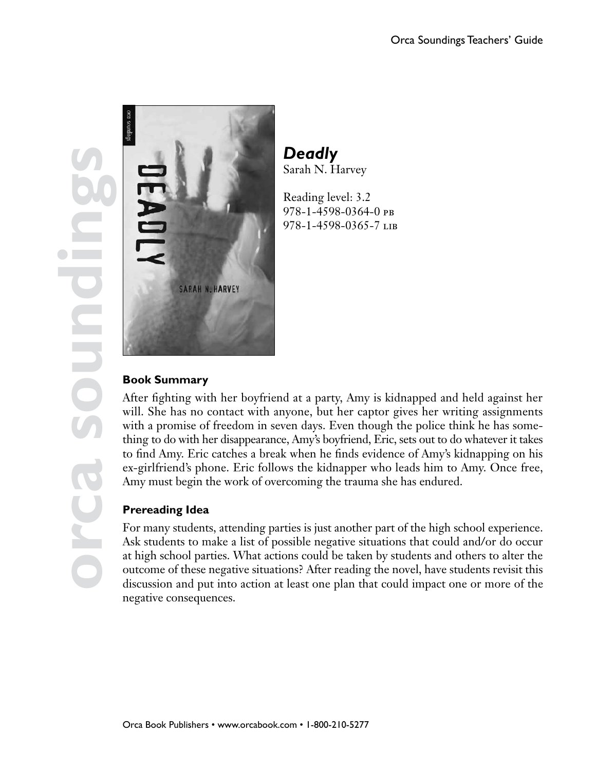# *Deadly*

Sarah N. Harvey

Reading level: 3.2
978-1-4598-0364-0 PB
978-1-4598-0365-7 LIB

## Book Summary

After fighting with her boyfriend at a party, Amy is kidnapped and held against her will. She has no contact with anyone, but her captor gives her writing assignments with a promise of freedom in seven days. Even though the police think he has something to do with her disappearance, Amy's boyfriend, Eric, sets out to do whatever it takes to find Amy. Eric catches a break when he finds evidence of Amy's kidnapping on his ex-girlfriend's phone. Eric follows the kidnapper who leads him to Amy. Once free, Amy must begin the work of overcoming the trauma she has endured.

## Prereading Idea

For many students, attending parties is just another part of the high school experience. Ask students to make a list of possible negative situations that could and/or do occur at high school parties. What actions could be taken by students and others to alter the outcome of these negative situations? After reading the novel, have students revisit this discussion and put into action at least one plan that could impact one or more of the negative consequences.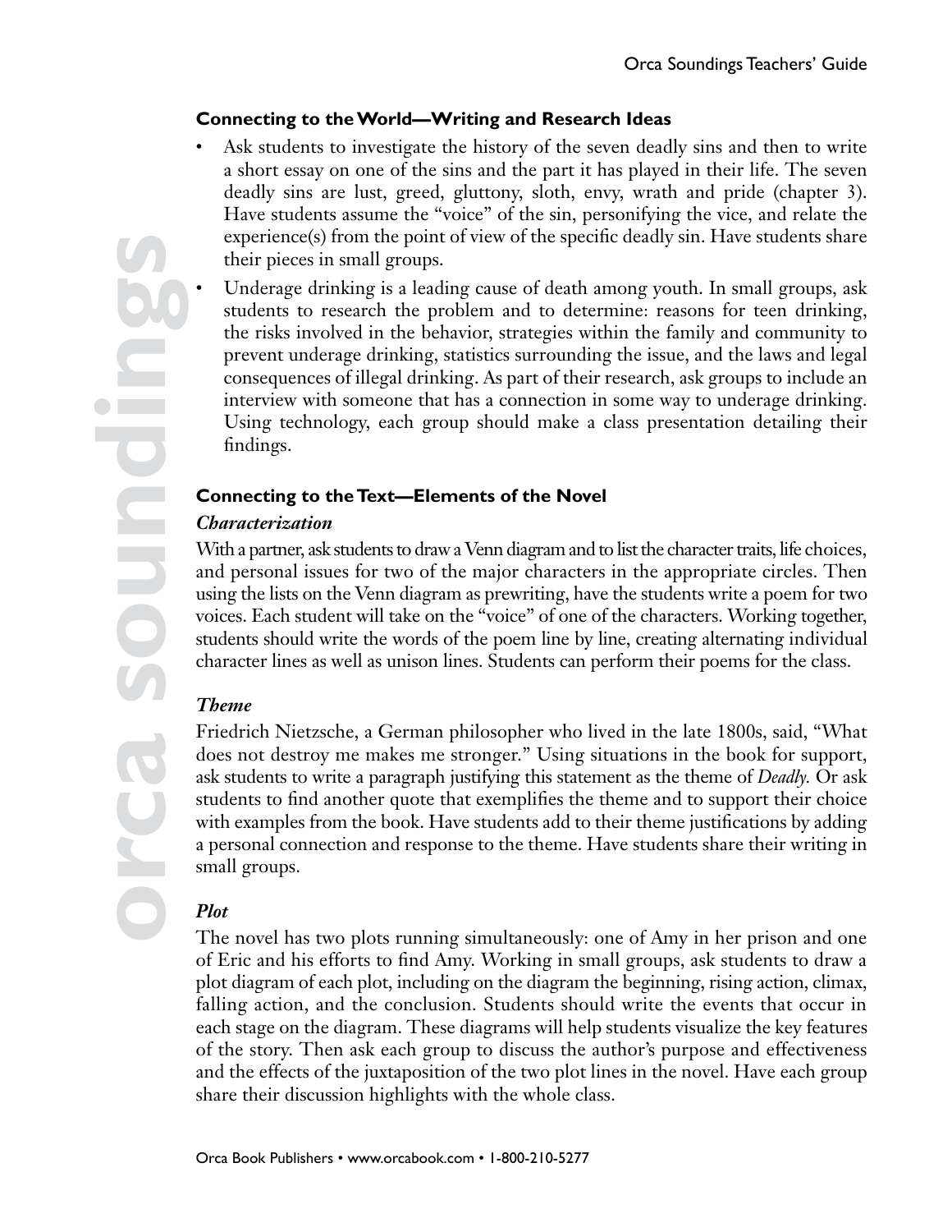### Connecting to the World—Writing and Research Ideas

- Ask students to investigate the history of the seven deadly sins and then to write a short essay on one of the sins and the part it has played in their life. The seven deadly sins are lust, greed, gluttony, sloth, envy, wrath and pride (chapter 3). Have students assume the "voice" of the sin, personifying the vice, and relate the experience(s) from the point of view of the specific deadly sin. Have students share their pieces in small groups.
- Underage drinking is a leading cause of death among youth. In small groups, ask students to research the problem and to determine: reasons for teen drinking, the risks involved in the behavior, strategies within the family and community to prevent underage drinking, statistics surrounding the issue, and the laws and legal consequences of illegal drinking. As part of their research, ask groups to include an interview with someone that has a connection in some way to underage drinking. Using technology, each group should make a class presentation detailing their findings.

### Connecting to the Text—Elements of the Novel

#### *Characterization*

With a partner, ask students to draw a Venn diagram and to list the character traits, life choices, and personal issues for two of the major characters in the appropriate circles. Then using the lists on the Venn diagram as prewriting, have the students write a poem for two voices. Each student will take on the "voice" of one of the characters. Working together, students should write the words of the poem line by line, creating alternating individual character lines as well as unison lines. Students can perform their poems for the class.

#### *Theme*

Friedrich Nietzsche, a German philosopher who lived in the late 1800s, said, "What does not destroy me makes me stronger." Using situations in the book for support, ask students to write a paragraph justifying this statement as the theme of *Deadly.* Or ask students to find another quote that exemplifies the theme and to support their choice with examples from the book. Have students add to their theme justifications by adding a personal connection and response to the theme. Have students share their writing in small groups.

#### *Plot*

The novel has two plots running simultaneously: one of Amy in her prison and one of Eric and his efforts to find Amy. Working in small groups, ask students to draw a plot diagram of each plot, including on the diagram the beginning, rising action, climax, falling action, and the conclusion. Students should write the events that occur in each stage on the diagram. These diagrams will help students visualize the key features of the story. Then ask each group to discuss the author's purpose and effectiveness and the effects of the juxtaposition of the two plot lines in the novel. Have each group share their discussion highlights with the whole class.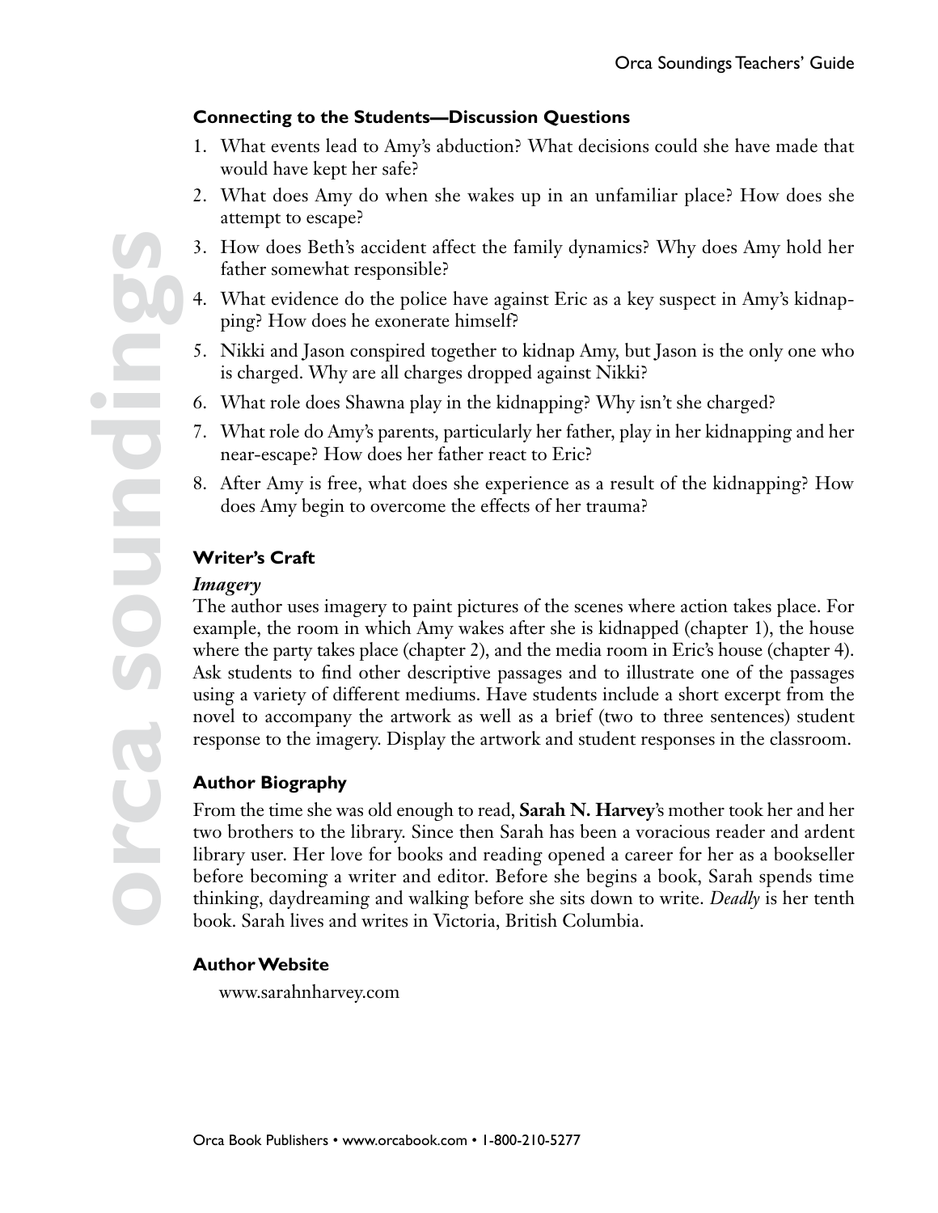**Connecting to the Students—Discussion Questions**

1. What events lead to Amy's abduction? What decisions could she have made that would have kept her safe?
2. What does Amy do when she wakes up in an unfamiliar place? How does she attempt to escape?
3. How does Beth's accident affect the family dynamics? Why does Amy hold her father somewhat responsible?
4. What evidence do the police have against Eric as a key suspect in Amy's kidnapping? How does he exonerate himself?
5. Nikki and Jason conspired together to kidnap Amy, but Jason is the only one who is charged. Why are all charges dropped against Nikki?
6. What role does Shawna play in the kidnapping? Why isn't she charged?
7. What role do Amy's parents, particularly her father, play in her kidnapping and her near-escape? How does her father react to Eric?
8. After Amy is free, what does she experience as a result of the kidnapping? How does Amy begin to overcome the effects of her trauma?

## Writer's Craft

### *Imagery*

The author uses imagery to paint pictures of the scenes where action takes place. For example, the room in which Amy wakes after she is kidnapped (chapter 1), the house where the party takes place (chapter 2), and the media room in Eric's house (chapter 4). Ask students to find other descriptive passages and to illustrate one of the passages using a variety of different mediums. Have students include a short excerpt from the novel to accompany the artwork as well as a brief (two to three sentences) student response to the imagery. Display the artwork and student responses in the classroom.

## Author Biography

From the time she was old enough to read, **Sarah N. Harvey**'s mother took her and her two brothers to the library. Since then Sarah has been a voracious reader and ardent library user. Her love for books and reading opened a career for her as a bookseller before becoming a writer and editor. Before she begins a book, Sarah spends time thinking, daydreaming and walking before she sits down to write. *Deadly* is her tenth book. Sarah lives and writes in Victoria, British Columbia.

## Author Website

www.sarahnharvey.com